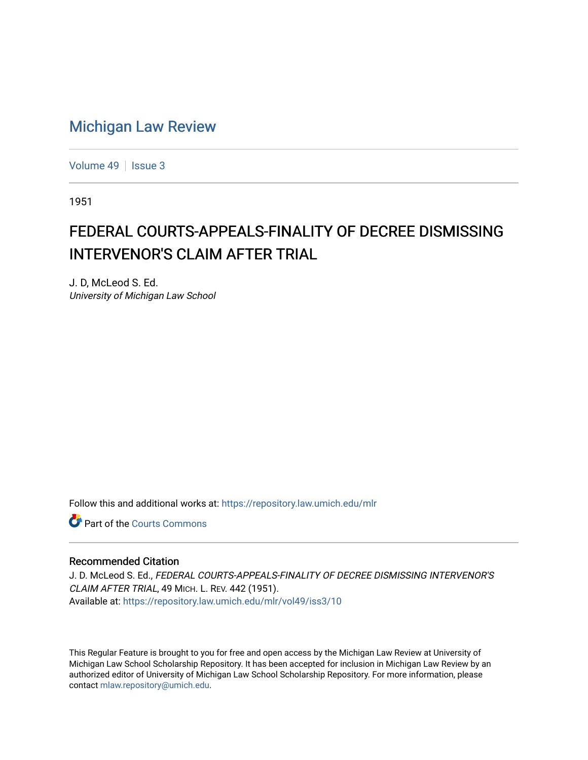# Michigan Law Review

Volume 49 | Issue 3

1951

## FEDERAL COURTS-APPEALS-FINALITY OF DECREE DISMISSING INTERVENOR'S CLAIM AFTER TRIAL

J. D, McLeod S. Ed.
*University of Michigan Law School*

Follow this and additional works at: https://repository.law.umich.edu/mlr

Part of the Courts Commons

### Recommended Citation

J. D. McLeod S. Ed., *FEDERAL COURTS-APPEALS-FINALITY OF DECREE DISMISSING INTERVENOR'S CLAIM AFTER TRIAL*, 49 MICH. L. REV. 442 (1951).
Available at: https://repository.law.umich.edu/mlr/vol49/iss3/10

This Regular Feature is brought to you for free and open access by the Michigan Law Review at University of Michigan Law School Scholarship Repository. It has been accepted for inclusion in Michigan Law Review by an authorized editor of University of Michigan Law School Scholarship Repository. For more information, please contact mlaw.repository@umich.edu.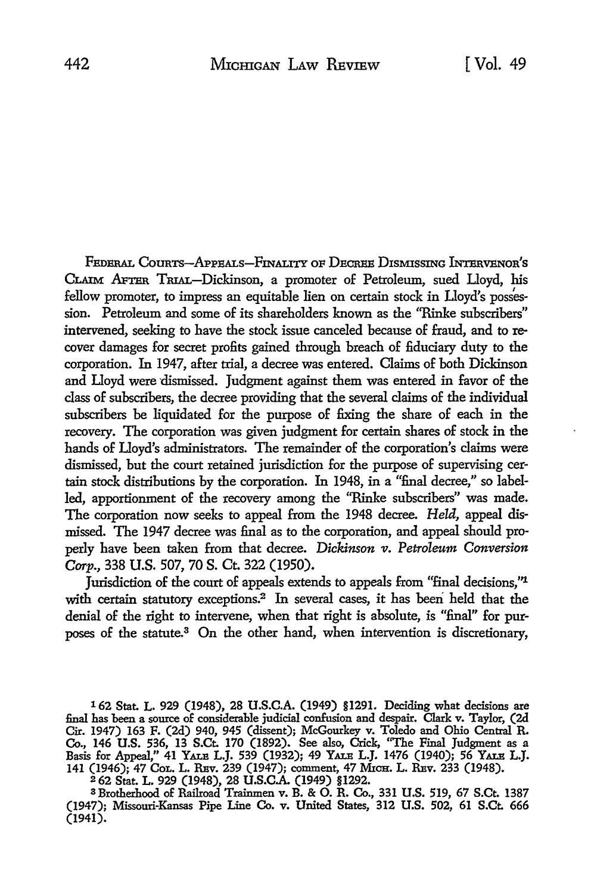FEDERAL COURTS—APPEALS—FINALITY OF DECREE DISMISSING INTERVENOR'S CLAIM AFTER TRIAL—Dickinson, a promoter of Petroleum, sued Lloyd, his fellow promoter, to impress an equitable lien on certain stock in Lloyd's possession. Petroleum and some of its shareholders known as the "Rinke subscribers" intervened, seeking to have the stock issue canceled because of fraud, and to recover damages for secret profits gained through breach of fiduciary duty to the corporation. In 1947, after trial, a decree was entered. Claims of both Dickinson and Lloyd were dismissed. Judgment against them was entered in favor of the class of subscribers, the decree providing that the several claims of the individual subscribers be liquidated for the purpose of fixing the share of each in the recovery. The corporation was given judgment for certain shares of stock in the hands of Lloyd's administrators. The remainder of the corporation's claims were dismissed, but the court retained jurisdiction for the purpose of supervising certain stock distributions by the corporation. In 1948, in a "final decree," so labelled, apportionment of the recovery among the "Rinke subscribers" was made. The corporation now seeks to appeal from the 1948 decree. *Held*, appeal dismissed. The 1947 decree was final as to the corporation, and appeal should properly have been taken from that decree. *Dickinson v. Petroleum Conversion Corp.*, 338 U.S. 507, 70 S. Ct. 322 (1950).

Jurisdiction of the court of appeals extends to appeals from "final decisions,"[1] with certain statutory exceptions.[2] In several cases, it has been held that the denial of the right to intervene, when that right is absolute, is "final" for purposes of the statute.[3] On the other hand, when intervention is discretionary,

---

[1] 62 Stat. L. 929 (1948), 28 U.S.C.A. (1949) §1291. Deciding what decisions are final has been a source of considerable judicial confusion and despair. Clark v. Taylor, (2d Cir. 1947) 163 F. (2d) 940, 945 (dissent); McGourkey v. Toledo and Ohio Central R. Co., 146 U.S. 536, 13 S.Ct. 170 (1892). See also, Crick, "The Final Judgment as a Basis for Appeal," 41 YALE L.J. 539 (1932); 49 YALE L.J. 1476 (1940); 56 YALE L.J. 141 (1946); 47 COL. L. REV. 239 (1947); comment, 47 MICH. L. REV. 233 (1948).

[2] 62 Stat. L. 929 (1948), 28 U.S.C.A. (1949) §1292.

[3] Brotherhood of Railroad Trainmen v. B. & O. R. Co., 331 U.S. 519, 67 S.Ct. 1387 (1947); Missouri-Kansas Pipe Line Co. v. United States, 312 U.S. 502, 61 S.Ct. 666 (1941).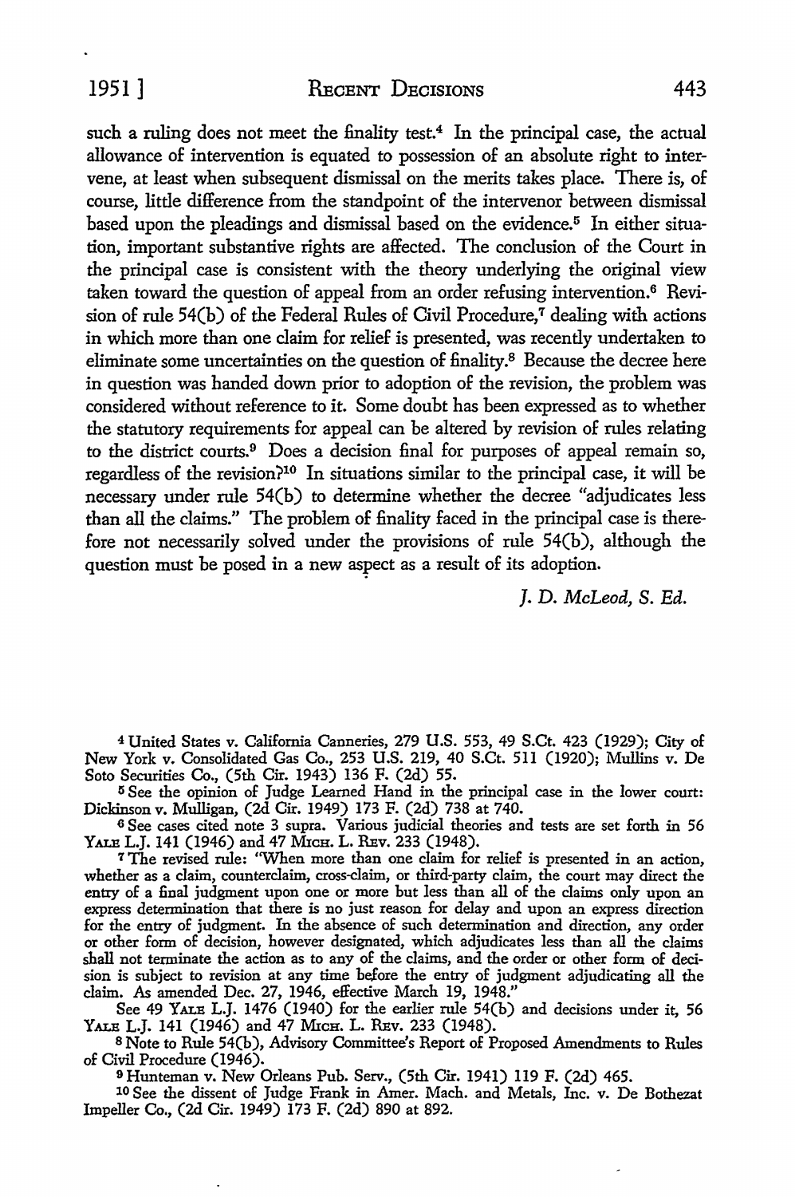such a ruling does not meet the finality test.[4] In the principal case, the actual allowance of intervention is equated to possession of an absolute right to intervene, at least when subsequent dismissal on the merits takes place. There is, of course, little difference from the standpoint of the intervenor between dismissal based upon the pleadings and dismissal based on the evidence.[5] In either situation, important substantive rights are affected. The conclusion of the Court in the principal case is consistent with the theory underlying the original view taken toward the question of appeal from an order refusing intervention.[6] Revision of rule 54(b) of the Federal Rules of Civil Procedure,[7] dealing with actions in which more than one claim for relief is presented, was recently undertaken to eliminate some uncertainties on the question of finality.[8] Because the decree here in question was handed down prior to adoption of the revision, the problem was considered without reference to it. Some doubt has been expressed as to whether the statutory requirements for appeal can be altered by revision of rules relating to the district courts.[9] Does a decision final for purposes of appeal remain so, regardless of the revision?[10] In situations similar to the principal case, it will be necessary under rule 54(b) to determine whether the decree "adjudicates less than all the claims." The problem of finality faced in the principal case is therefore not necessarily solved under the provisions of rule 54(b), although the question must be posed in a new aspect as a result of its adoption.

*J. D. McLeod, S. Ed.*

---

[4] United States v. California Canneries, 279 U.S. 553, 49 S.Ct. 423 (1929); City of New York v. Consolidated Gas Co., 253 U.S. 219, 40 S.Ct. 511 (1920); Mullins v. De Soto Securities Co., (5th Cir. 1943) 136 F. (2d) 55.

[5] See the opinion of Judge Learned Hand in the principal case in the lower court: Dickinson v. Mulligan, (2d Cir. 1949) 173 F. (2d) 738 at 740.

[6] See cases cited note 3 supra. Various judicial theories and tests are set forth in 56 YALE L.J. 141 (1946) and 47 MICH. L. REV. 233 (1948).

[7] The revised rule: "When more than one claim for relief is presented in an action, whether as a claim, counterclaim, cross-claim, or third-party claim, the court may direct the entry of a final judgment upon one or more but less than all of the claims only upon an express determination that there is no just reason for delay and upon an express direction for the entry of judgment. In the absence of such determination and direction, any order or other form of decision, however designated, which adjudicates less than all the claims shall not terminate the action as to any of the claims, and the order or other form of decision is subject to revision at any time before the entry of judgment adjudicating all the claim. As amended Dec. 27, 1946, effective March 19, 1948."

See 49 YALE L.J. 1476 (1940) for the earlier rule 54(b) and decisions under it, 56 YALE L.J. 141 (1946) and 47 MICH. L. REV. 233 (1948).

[8] Note to Rule 54(b), Advisory Committee's Report of Proposed Amendments to Rules of Civil Procedure (1946).

[9] Hunteman v. New Orleans Pub. Serv., (5th Cir. 1941) 119 F. (2d) 465.

[10] See the dissent of Judge Frank in Amer. Mach. and Metals, Inc. v. De Bothezat Impeller Co., (2d Cir. 1949) 173 F. (2d) 890 at 892.